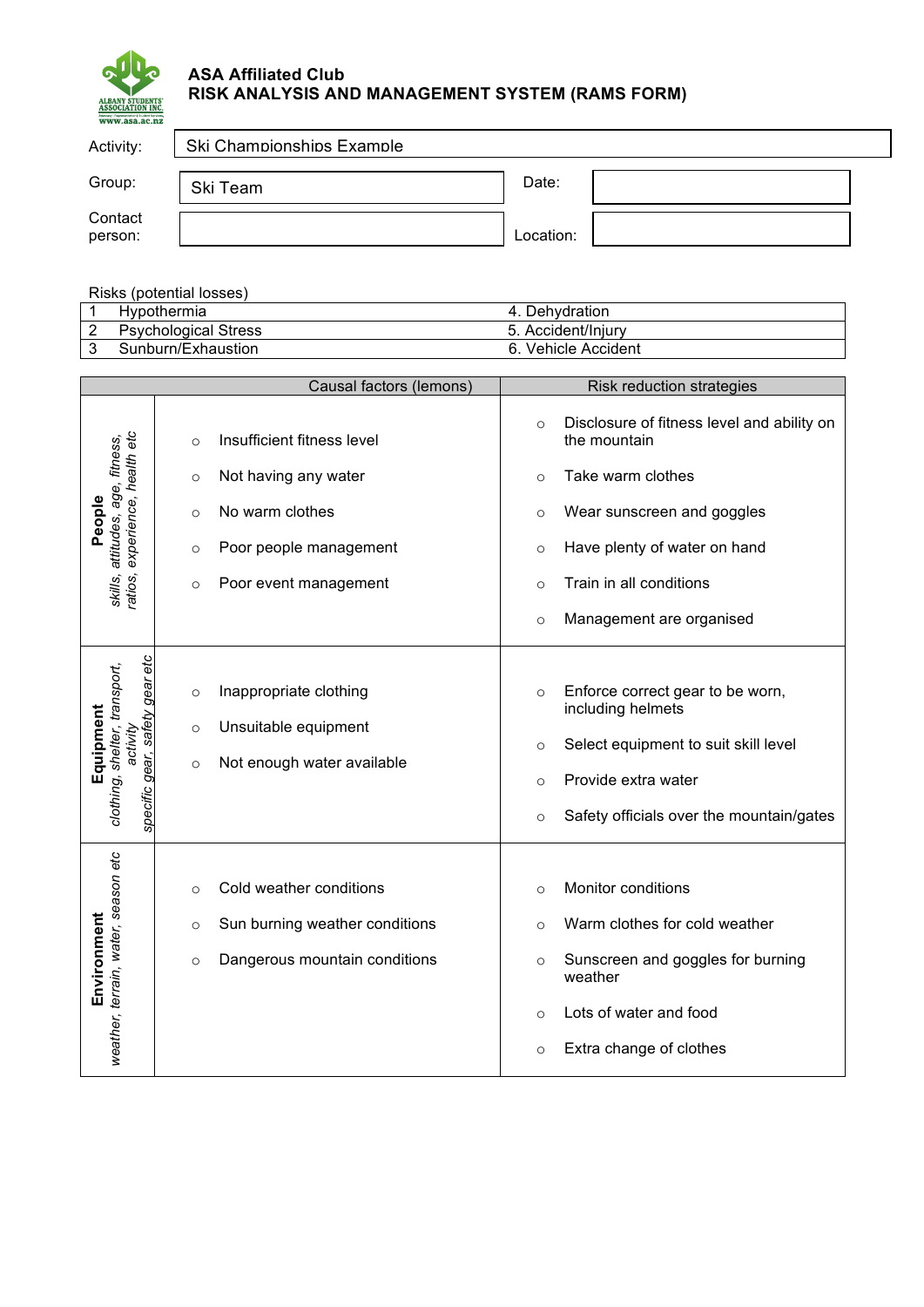**ASA Affiliated Club**
**RISK ANALYSIS AND MANAGEMENT SYSTEM (RAMS FORM)**

| | | | |
|---|---|---|---|
| Activity: | Ski Championships Example | | |
| Group: | Ski Team | Date: | |
| Contact person: | | Location: | |

Risks (potential losses)

| | | |
|---|---|---|
| 1 | Hypothermia | 4. Dehydration |
| 2 | Psychological Stress | 5. Accident/Injury |
| 3 | Sunburn/Exaustion | 6. Vehicle Accident |

| | Causal factors (lemons) | Risk reduction strategies |
|---|---|---|
| **People** *skills, attitudes, age, fitness, ratios, experience, health etc* | ○ Insufficient fitness level<br>○ Not having any water<br>○ No warm clothes<br>○ Poor people management<br>○ Poor event management | ○ Disclosure of fitness level and ability on the mountain<br>○ Take warm clothes<br>○ Wear sunscreen and goggles<br>○ Have plenty of water on hand<br>○ Train in all conditions<br>○ Management are organised |
| **Equipment** *clothing, shelter, transport, activity specific gear, safety gear etc* | ○ Inappropriate clothing<br>○ Unsuitable equipment<br>○ Not enough water available | ○ Enforce correct gear to be worn, including helmets<br>○ Select equipment to suit skill level<br>○ Provide extra water<br>○ Safety officials over the mountain/gates |
| **Environment** *weather, terrain, water, season etc* | ○ Cold weather conditions<br>○ Sun burning weather conditions<br>○ Dangerous mountain conditions | ○ Monitor conditions<br>○ Warm clothes for cold weather<br>○ Sunscreen and goggles for burning weather<br>○ Lots of water and food<br>○ Extra change of clothes |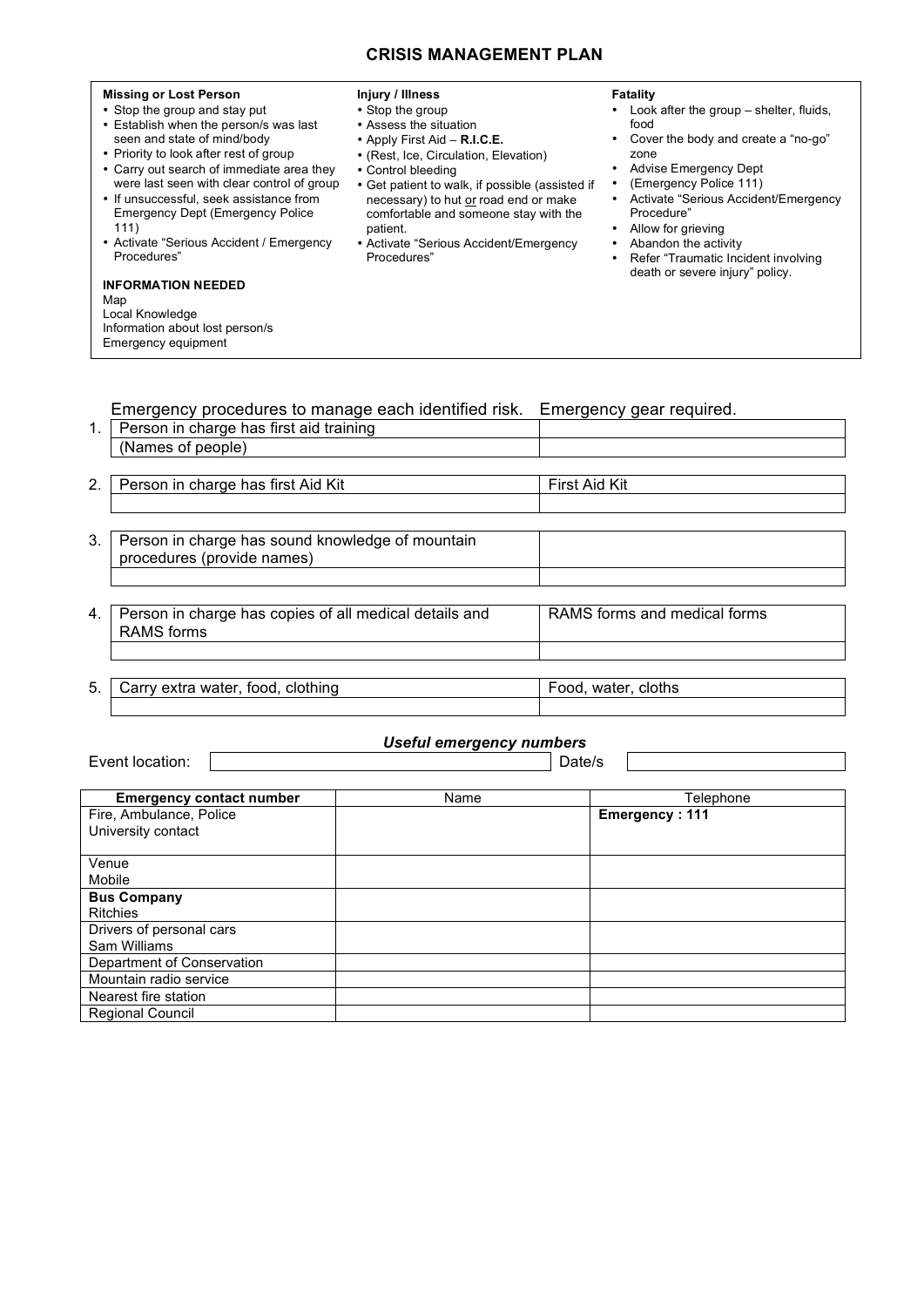# CRISIS MANAGEMENT PLAN

**Missing or Lost Person**

- Stop the group and stay put
- Establish when the person/s was last seen and state of mind/body
- Priority to look after rest of group
- Carry out search of immediate area they were last seen with clear control of group
- If unsuccessful, seek assistance from Emergency Dept (Emergency Police 111)
- Activate "Serious Accident / Emergency Procedures"

**INFORMATION NEEDED**

Map
Local Knowledge
Information about lost person/s
Emergency equipment

**Injury / Illness**

- Stop the group
- Assess the situation
- Apply First Aid – **R.I.C.E.**
- (Rest, Ice, Circulation, Elevation)
- Control bleeding
- Get patient to walk, if possible (assisted if necessary) to hut <u>or</u> road end or make comfortable and someone stay with the patient.
- Activate "Serious Accident/Emergency Procedures"

**Fatality**

- Look after the group – shelter, fluids, food
- Cover the body and create a "no-go" zone
- Advise Emergency Dept
- (Emergency Police 111)
- Activate "Serious Accident/Emergency Procedure"
- Allow for grieving
- Abandon the activity
- Refer "Traumatic Incident involving death or severe injury" policy.

| | Emergency procedures to manage each identified risk. | Emergency gear required. |
|---|---|---|
| 1. | Person in charge has first aid training | |
| | (Names of people) | |
| 2. | Person in charge has first Aid Kit | First Aid Kit |
| | | |
| 3. | Person in charge has sound knowledge of mountain procedures (provide names) | |
| | | |
| 4. | Person in charge has copies of all medical details and RAMS forms | RAMS forms and medical forms |
| | | |
| 5. | Carry extra water, food, clothing | Food, water, cloths |
| | | |

***Useful emergency numbers***

| | | | |
|---|---|---|---|
| Event location: | | Date/s | |

| Emergency contact number | Name | Telephone |
|---|---|---|
| Fire, Ambulance, Police<br>University contact | | **Emergency : 111** |
| Venue<br>Mobile | | |
| **Bus Company**<br>Ritchies | | |
| Drivers of personal cars<br>Sam Williams | | |
| Department of Conservation | | |
| Mountain radio service | | |
| Nearest fire station | | |
| Regional Council | | |